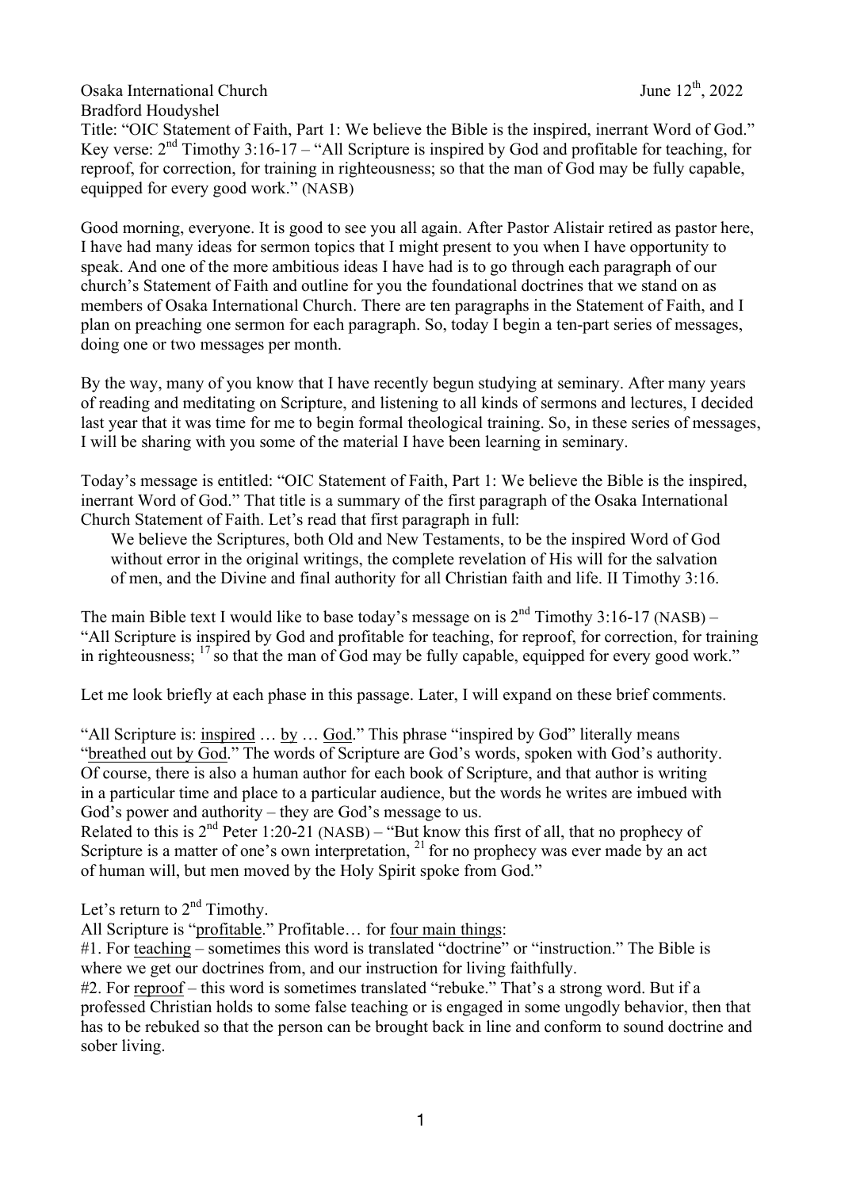Osaka International Church  
Bradford Houdyshel  
June 12th, 2022

Title: "OIC Statement of Faith, Part 1: We believe the Bible is the inspired, inerrant Word of God."  
Key verse: 2nd Timothy 3:16-17 – "All Scripture is inspired by God and profitable for teaching, for reproof, for correction, for training in righteousness; so that the man of God may be fully capable, equipped for every good work." (NASB)

Good morning, everyone. It is good to see you all again. After Pastor Alistair retired as pastor here, I have had many ideas for sermon topics that I might present to you when I have opportunity to speak. And one of the more ambitious ideas I have had is to go through each paragraph of our church's Statement of Faith and outline for you the foundational doctrines that we stand on as members of Osaka International Church. There are ten paragraphs in the Statement of Faith, and I plan on preaching one sermon for each paragraph. So, today I begin a ten-part series of messages, doing one or two messages per month.

By the way, many of you know that I have recently begun studying at seminary. After many years of reading and meditating on Scripture, and listening to all kinds of sermons and lectures, I decided last year that it was time for me to begin formal theological training. So, in these series of messages, I will be sharing with you some of the material I have been learning in seminary.

Today's message is entitled: "OIC Statement of Faith, Part 1: We believe the Bible is the inspired, inerrant Word of God." That title is a summary of the first paragraph of the Osaka International Church Statement of Faith. Let's read that first paragraph in full:

> We believe the Scriptures, both Old and New Testaments, to be the inspired Word of God without error in the original writings, the complete revelation of His will for the salvation of men, and the Divine and final authority for all Christian faith and life. II Timothy 3:16.

The main Bible text I would like to base today's message on is 2nd Timothy 3:16-17 (NASB) – "All Scripture is inspired by God and profitable for teaching, for reproof, for correction, for training in righteousness; [17] so that the man of God may be fully capable, equipped for every good work."

Let me look briefly at each phase in this passage. Later, I will expand on these brief comments.

"All Scripture is: <u>inspired</u> … <u>by</u> … <u>God</u>." This phrase "inspired by God" literally means "<u>breathed out by God</u>." The words of Scripture are God's words, spoken with God's authority. Of course, there is also a human author for each book of Scripture, and that author is writing in a particular time and place to a particular audience, but the words he writes are imbued with God's power and authority – they are God's message to us.  
Related to this is 2nd Peter 1:20-21 (NASB) – "But know this first of all, that no prophecy of Scripture is a matter of one's own interpretation, [21] for no prophecy was ever made by an act of human will, but men moved by the Holy Spirit spoke from God."

Let's return to 2nd Timothy.  
All Scripture is "<u>profitable</u>." Profitable… for <u>four main things</u>:  
#1. For <u>teaching</u> – sometimes this word is translated "doctrine" or "instruction." The Bible is where we get our doctrines from, and our instruction for living faithfully.  
#2. For <u>reproof</u> – this word is sometimes translated "rebuke." That's a strong word. But if a professed Christian holds to some false teaching or is engaged in some ungodly behavior, then that has to be rebuked so that the person can be brought back in line and conform to sound doctrine and sober living.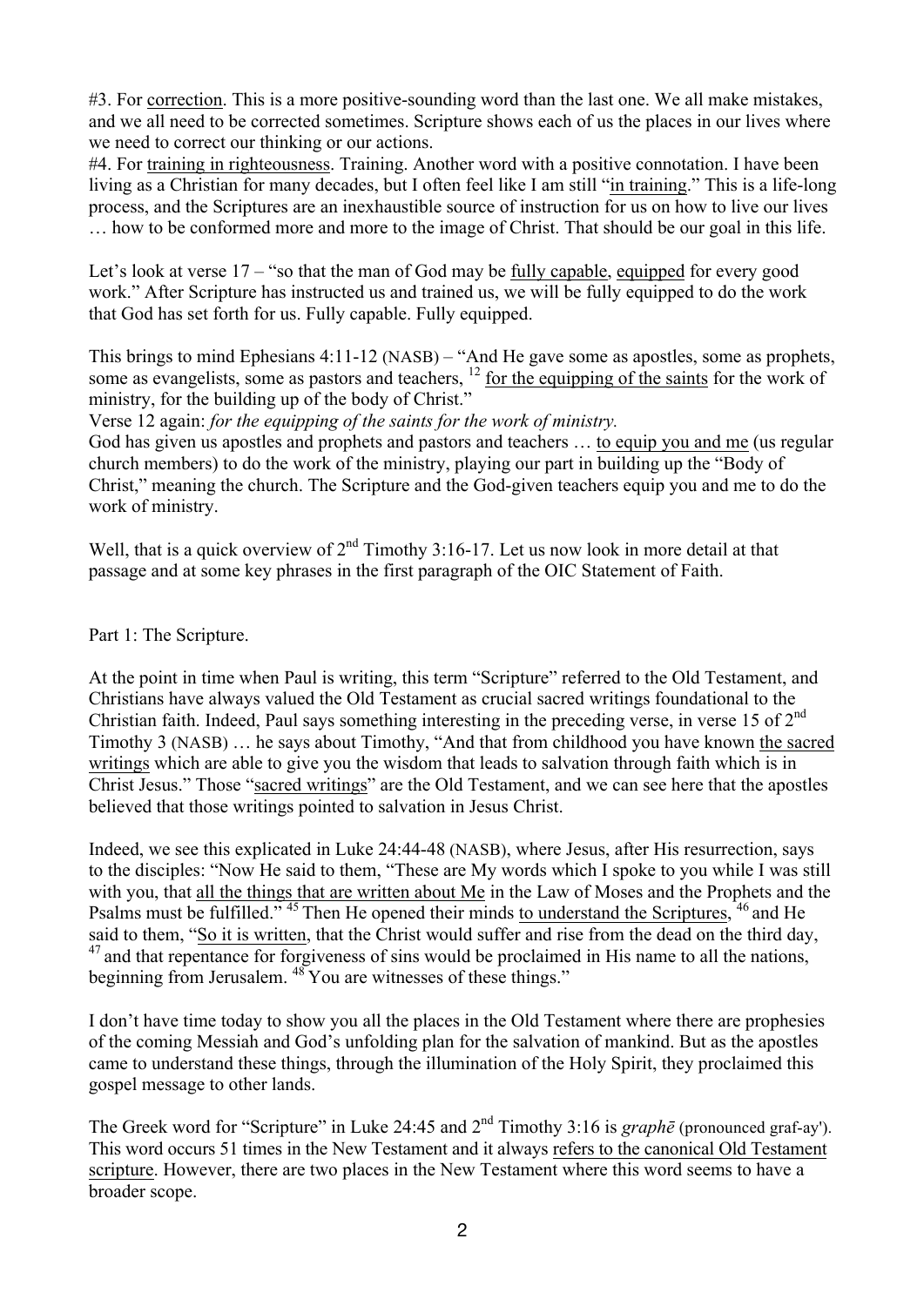#3. For <u>correction</u>. This is a more positive-sounding word than the last one. We all make mistakes, and we all need to be corrected sometimes. Scripture shows each of us the places in our lives where we need to correct our thinking or our actions.
#4. For <u>training in righteousness</u>. Training. Another word with a positive connotation. I have been living as a Christian for many decades, but I often feel like I am still "<u>in training</u>." This is a life-long process, and the Scriptures are an inexhaustible source of instruction for us on how to live our lives … how to be conformed more and more to the image of Christ. That should be our goal in this life.

Let's look at verse 17 – "so that the man of God may be <u>fully capable</u>, <u>equipped</u> for every good work." After Scripture has instructed us and trained us, we will be fully equipped to do the work that God has set forth for us. Fully capable. Fully equipped.

This brings to mind Ephesians 4:11-12 (NASB) – "And He gave some as apostles, some as prophets, some as evangelists, some as pastors and teachers, [12] <u>for the equipping of the saints</u> for the work of ministry, for the building up of the body of Christ."
Verse 12 again: *for the equipping of the saints for the work of ministry.*
God has given us apostles and prophets and pastors and teachers … <u>to equip you and me</u> (us regular church members) to do the work of the ministry, playing our part in building up the "Body of Christ," meaning the church. The Scripture and the God-given teachers equip you and me to do the work of ministry.

Well, that is a quick overview of 2nd Timothy 3:16-17. Let us now look in more detail at that passage and at some key phrases in the first paragraph of the OIC Statement of Faith.

Part 1: The Scripture.

At the point in time when Paul is writing, this term "Scripture" referred to the Old Testament, and Christians have always valued the Old Testament as crucial sacred writings foundational to the Christian faith. Indeed, Paul says something interesting in the preceding verse, in verse 15 of 2nd Timothy 3 (NASB) … he says about Timothy, "And that from childhood you have known <u>the sacred writings</u> which are able to give you the wisdom that leads to salvation through faith which is in Christ Jesus." Those "<u>sacred writings</u>" are the Old Testament, and we can see here that the apostles believed that those writings pointed to salvation in Jesus Christ.

Indeed, we see this explicated in Luke 24:44-48 (NASB), where Jesus, after His resurrection, says to the disciples: "Now He said to them, "These are My words which I spoke to you while I was still with you, that <u>all the things that are written about Me</u> in the Law of Moses and the Prophets and the Psalms must be fulfilled." [45] Then He opened their minds <u>to understand the Scriptures</u>, [46] and He said to them, "<u>So it is written</u>, that the Christ would suffer and rise from the dead on the third day, [47] and that repentance for forgiveness of sins would be proclaimed in His name to all the nations, beginning from Jerusalem. [48] You are witnesses of these things."

I don't have time today to show you all the places in the Old Testament where there are prophesies of the coming Messiah and God's unfolding plan for the salvation of mankind. But as the apostles came to understand these things, through the illumination of the Holy Spirit, they proclaimed this gospel message to other lands.

The Greek word for "Scripture" in Luke 24:45 and 2nd Timothy 3:16 is *graphē* (pronounced graf-ay'). This word occurs 51 times in the New Testament and it always <u>refers to the canonical Old Testament scripture</u>. However, there are two places in the New Testament where this word seems to have a broader scope.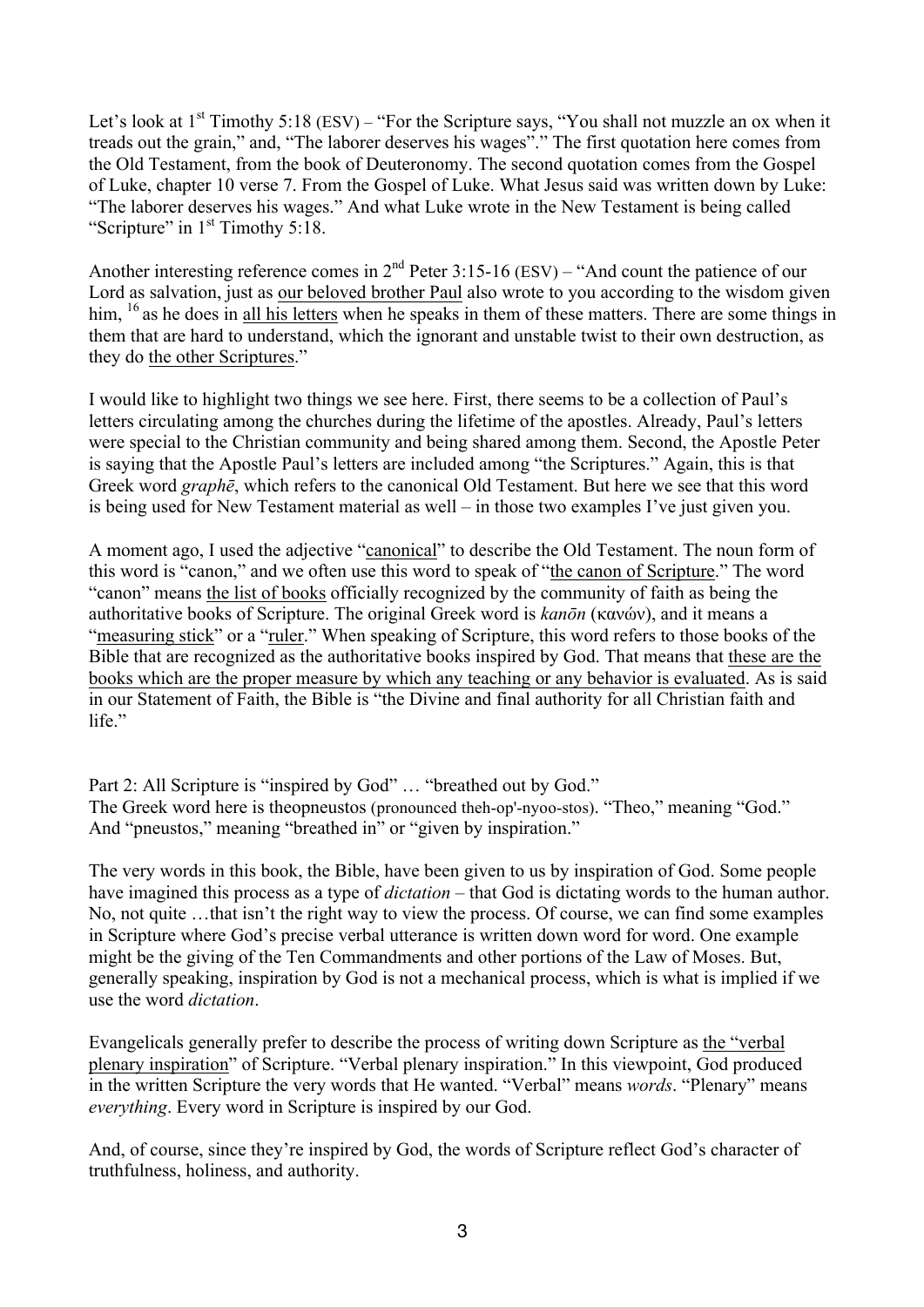Let's look at 1st Timothy 5:18 (ESV) – "For the Scripture says, "You shall not muzzle an ox when it treads out the grain," and, "The laborer deserves his wages"." The first quotation here comes from the Old Testament, from the book of Deuteronomy. The second quotation comes from the Gospel of Luke, chapter 10 verse 7. From the Gospel of Luke. What Jesus said was written down by Luke: "The laborer deserves his wages." And what Luke wrote in the New Testament is being called "Scripture" in 1st Timothy 5:18.

Another interesting reference comes in 2nd Peter 3:15-16 (ESV) – "And count the patience of our Lord as salvation, just as our beloved brother Paul also wrote to you according to the wisdom given him, [16] as he does in all his letters when he speaks in them of these matters. There are some things in them that are hard to understand, which the ignorant and unstable twist to their own destruction, as they do the other Scriptures."

I would like to highlight two things we see here. First, there seems to be a collection of Paul's letters circulating among the churches during the lifetime of the apostles. Already, Paul's letters were special to the Christian community and being shared among them. Second, the Apostle Peter is saying that the Apostle Paul's letters are included among "the Scriptures." Again, this is that Greek word *graphē*, which refers to the canonical Old Testament. But here we see that this word is being used for New Testament material as well – in those two examples I've just given you.

A moment ago, I used the adjective "canonical" to describe the Old Testament. The noun form of this word is "canon," and we often use this word to speak of "the canon of Scripture." The word "canon" means the list of books officially recognized by the community of faith as being the authoritative books of Scripture. The original Greek word is *kanōn* (κανών), and it means a "measuring stick" or a "ruler." When speaking of Scripture, this word refers to those books of the Bible that are recognized as the authoritative books inspired by God. That means that these are the books which are the proper measure by which any teaching or any behavior is evaluated. As is said in our Statement of Faith, the Bible is "the Divine and final authority for all Christian faith and life."

Part 2: All Scripture is "inspired by God" … "breathed out by God."
The Greek word here is theopneustos (pronounced theh-op'-nyoo-stos). "Theo," meaning "God." And "pneustos," meaning "breathed in" or "given by inspiration."

The very words in this book, the Bible, have been given to us by inspiration of God. Some people have imagined this process as a type of *dictation* – that God is dictating words to the human author. No, not quite …that isn't the right way to view the process. Of course, we can find some examples in Scripture where God's precise verbal utterance is written down word for word. One example might be the giving of the Ten Commandments and other portions of the Law of Moses. But, generally speaking, inspiration by God is not a mechanical process, which is what is implied if we use the word *dictation*.

Evangelicals generally prefer to describe the process of writing down Scripture as the "verbal plenary inspiration" of Scripture. "Verbal plenary inspiration." In this viewpoint, God produced in the written Scripture the very words that He wanted. "Verbal" means *words*. "Plenary" means *everything*. Every word in Scripture is inspired by our God.

And, of course, since they're inspired by God, the words of Scripture reflect God's character of truthfulness, holiness, and authority.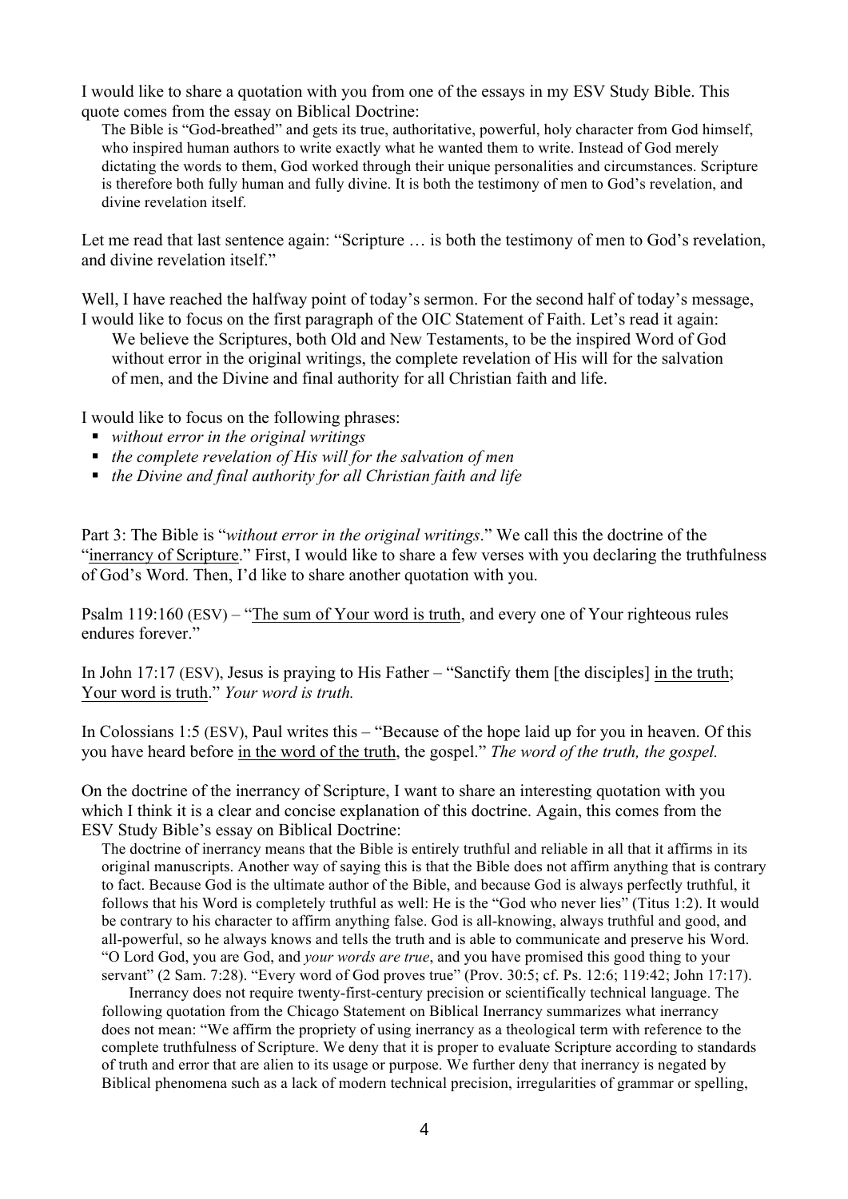I would like to share a quotation with you from one of the essays in my ESV Study Bible. This quote comes from the essay on Biblical Doctrine:

> The Bible is "God-breathed" and gets its true, authoritative, powerful, holy character from God himself, who inspired human authors to write exactly what he wanted them to write. Instead of God merely dictating the words to them, God worked through their unique personalities and circumstances. Scripture is therefore both fully human and fully divine. It is both the testimony of men to God's revelation, and divine revelation itself.

Let me read that last sentence again: "Scripture … is both the testimony of men to God's revelation, and divine revelation itself."

Well, I have reached the halfway point of today's sermon. For the second half of today's message, I would like to focus on the first paragraph of the OIC Statement of Faith. Let's read it again:

> We believe the Scriptures, both Old and New Testaments, to be the inspired Word of God without error in the original writings, the complete revelation of His will for the salvation of men, and the Divine and final authority for all Christian faith and life.

I would like to focus on the following phrases:

- *without error in the original writings*
- *the complete revelation of His will for the salvation of men*
- *the Divine and final authority for all Christian faith and life*

Part 3: The Bible is "*without error in the original writings*." We call this the doctrine of the "<u>inerrancy of Scripture</u>." First, I would like to share a few verses with you declaring the truthfulness of God's Word. Then, I'd like to share another quotation with you.

Psalm 119:160 (ESV) – "<u>The sum of Your word is truth</u>, and every one of Your righteous rules endures forever."

In John 17:17 (ESV), Jesus is praying to His Father – "Sanctify them [the disciples] <u>in the truth</u>; <u>Your word is truth</u>." *Your word is truth.*

In Colossians 1:5 (ESV), Paul writes this – "Because of the hope laid up for you in heaven. Of this you have heard before <u>in the word of the truth</u>, the gospel." *The word of the truth, the gospel.*

On the doctrine of the inerrancy of Scripture, I want to share an interesting quotation with you which I think it is a clear and concise explanation of this doctrine. Again, this comes from the ESV Study Bible's essay on Biblical Doctrine:

> The doctrine of inerrancy means that the Bible is entirely truthful and reliable in all that it affirms in its original manuscripts. Another way of saying this is that the Bible does not affirm anything that is contrary to fact. Because God is the ultimate author of the Bible, and because God is always perfectly truthful, it follows that his Word is completely truthful as well: He is the "God who never lies" (Titus 1:2). It would be contrary to his character to affirm anything false. God is all-knowing, always truthful and good, and all-powerful, so he always knows and tells the truth and is able to communicate and preserve his Word. "O Lord God, you are God, and *your words are true*, and you have promised this good thing to your servant" (2 Sam. 7:28). "Every word of God proves true" (Prov. 30:5; cf. Ps. 12:6; 119:42; John 17:17).
>
> Inerrancy does not require twenty-first-century precision or scientifically technical language. The following quotation from the Chicago Statement on Biblical Inerrancy summarizes what inerrancy does not mean: "We affirm the propriety of using inerrancy as a theological term with reference to the complete truthfulness of Scripture. We deny that it is proper to evaluate Scripture according to standards of truth and error that are alien to its usage or purpose. We further deny that inerrancy is negated by Biblical phenomena such as a lack of modern technical precision, irregularities of grammar or spelling,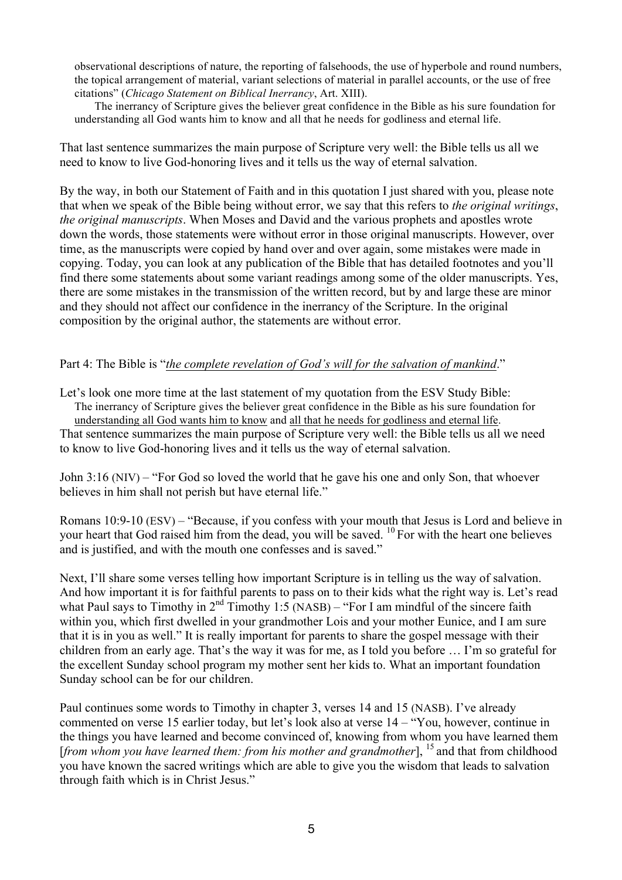> observational descriptions of nature, the reporting of falsehoods, the use of hyperbole and round numbers, the topical arrangement of material, variant selections of material in parallel accounts, or the use of free citations" (*Chicago Statement on Biblical Inerrancy*, Art. XIII).
>
> The inerrancy of Scripture gives the believer great confidence in the Bible as his sure foundation for understanding all God wants him to know and all that he needs for godliness and eternal life.

That last sentence summarizes the main purpose of Scripture very well: the Bible tells us all we need to know to live God-honoring lives and it tells us the way of eternal salvation.

By the way, in both our Statement of Faith and in this quotation I just shared with you, please note that when we speak of the Bible being without error, we say that this refers to *the original writings*, *the original manuscripts*. When Moses and David and the various prophets and apostles wrote down the words, those statements were without error in those original manuscripts. However, over time, as the manuscripts were copied by hand over and over again, some mistakes were made in copying. Today, you can look at any publication of the Bible that has detailed footnotes and you'll find there some statements about some variant readings among some of the older manuscripts. Yes, there are some mistakes in the transmission of the written record, but by and large these are minor and they should not affect our confidence in the inerrancy of the Scripture. In the original composition by the original author, the statements are without error.

Part 4: The Bible is "*the complete revelation of God's will for the salvation of mankind*."

Let's look one more time at the last statement of my quotation from the ESV Study Bible:

> The inerrancy of Scripture gives the believer great confidence in the Bible as his sure foundation for understanding all God wants him to know and all that he needs for godliness and eternal life.

That sentence summarizes the main purpose of Scripture very well: the Bible tells us all we need to know to live God-honoring lives and it tells us the way of eternal salvation.

John 3:16 (NIV) – "For God so loved the world that he gave his one and only Son, that whoever believes in him shall not perish but have eternal life."

Romans 10:9-10 (ESV) – "Because, if you confess with your mouth that Jesus is Lord and believe in your heart that God raised him from the dead, you will be saved. [10] For with the heart one believes and is justified, and with the mouth one confesses and is saved."

Next, I'll share some verses telling how important Scripture is in telling us the way of salvation. And how important it is for faithful parents to pass on to their kids what the right way is. Let's read what Paul says to Timothy in 2nd Timothy 1:5 (NASB) – "For I am mindful of the sincere faith within you, which first dwelled in your grandmother Lois and your mother Eunice, and I am sure that it is in you as well." It is really important for parents to share the gospel message with their children from an early age. That's the way it was for me, as I told you before … I'm so grateful for the excellent Sunday school program my mother sent her kids to. What an important foundation Sunday school can be for our children.

Paul continues some words to Timothy in chapter 3, verses 14 and 15 (NASB). I've already commented on verse 15 earlier today, but let's look also at verse 14 – "You, however, continue in the things you have learned and become convinced of, knowing from whom you have learned them [*from whom you have learned them: from his mother and grandmother*], [15] and that from childhood you have known the sacred writings which are able to give you the wisdom that leads to salvation through faith which is in Christ Jesus."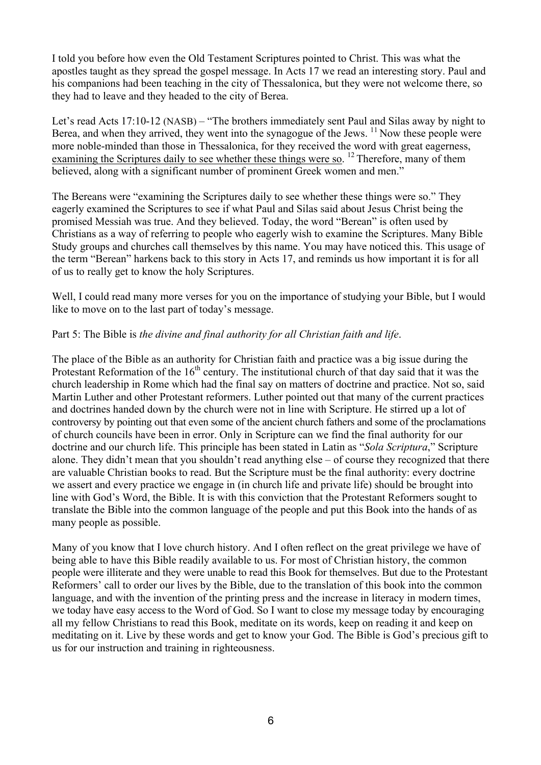I told you before how even the Old Testament Scriptures pointed to Christ. This was what the apostles taught as they spread the gospel message. In Acts 17 we read an interesting story. Paul and his companions had been teaching in the city of Thessalonica, but they were not welcome there, so they had to leave and they headed to the city of Berea.

Let's read Acts 17:10-12 (NASB) – "The brothers immediately sent Paul and Silas away by night to Berea, and when they arrived, they went into the synagogue of the Jews. [11] Now these people were more noble-minded than those in Thessalonica, for they received the word with great eagerness, <u>examining the Scriptures daily to see whether these things were so</u>. [12] Therefore, many of them believed, along with a significant number of prominent Greek women and men."

The Bereans were "examining the Scriptures daily to see whether these things were so." They eagerly examined the Scriptures to see if what Paul and Silas said about Jesus Christ being the promised Messiah was true. And they believed. Today, the word "Berean" is often used by Christians as a way of referring to people who eagerly wish to examine the Scriptures. Many Bible Study groups and churches call themselves by this name. You may have noticed this. This usage of the term "Berean" harkens back to this story in Acts 17, and reminds us how important it is for all of us to really get to know the holy Scriptures.

Well, I could read many more verses for you on the importance of studying your Bible, but I would like to move on to the last part of today's message.

Part 5: The Bible is *the divine and final authority for all Christian faith and life*.

The place of the Bible as an authority for Christian faith and practice was a big issue during the Protestant Reformation of the 16th century. The institutional church of that day said that it was the church leadership in Rome which had the final say on matters of doctrine and practice. Not so, said Martin Luther and other Protestant reformers. Luther pointed out that many of the current practices and doctrines handed down by the church were not in line with Scripture. He stirred up a lot of controversy by pointing out that even some of the ancient church fathers and some of the proclamations of church councils have been in error. Only in Scripture can we find the final authority for our doctrine and our church life. This principle has been stated in Latin as "*Sola Scriptura*," Scripture alone. They didn't mean that you shouldn't read anything else – of course they recognized that there are valuable Christian books to read. But the Scripture must be the final authority: every doctrine we assert and every practice we engage in (in church life and private life) should be brought into line with God's Word, the Bible. It is with this conviction that the Protestant Reformers sought to translate the Bible into the common language of the people and put this Book into the hands of as many people as possible.

Many of you know that I love church history. And I often reflect on the great privilege we have of being able to have this Bible readily available to us. For most of Christian history, the common people were illiterate and they were unable to read this Book for themselves. But due to the Protestant Reformers' call to order our lives by the Bible, due to the translation of this book into the common language, and with the invention of the printing press and the increase in literacy in modern times, we today have easy access to the Word of God. So I want to close my message today by encouraging all my fellow Christians to read this Book, meditate on its words, keep on reading it and keep on meditating on it. Live by these words and get to know your God. The Bible is God's precious gift to us for our instruction and training in righteousness.